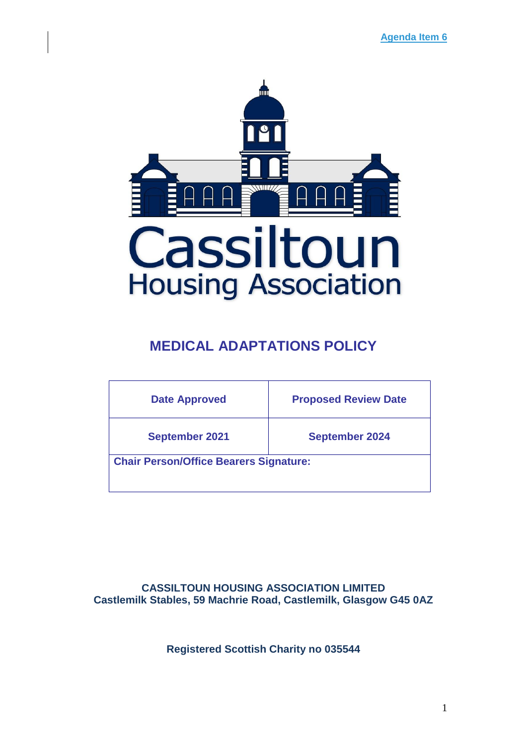Agenda Item 6

Cassiltoun
Housing Association

# MEDICAL ADAPTATIONS POLICY

| Date Approved | Proposed Review Date |
| --- | --- |
| September 2021 | September 2024 |
| Chair Person/Office Bearers Signature: | |

**CASSILTOUN HOUSING ASSOCIATION LIMITED**
**Castlemilk Stables, 59 Machrie Road, Castlemilk, Glasgow G45 0AZ**

**Registered Scottish Charity no 035544**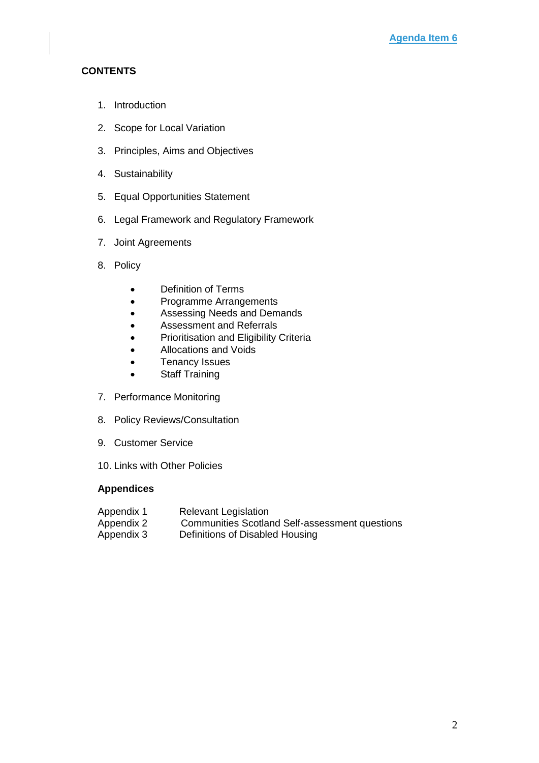Agenda Item 6

## CONTENTS

1. Introduction
2. Scope for Local Variation
3. Principles, Aims and Objectives
4. Sustainability
5. Equal Opportunities Statement
6. Legal Framework and Regulatory Framework
7. Joint Agreements
8. Policy
    - Definition of Terms
    - Programme Arrangements
    - Assessing Needs and Demands
    - Assessment and Referrals
    - Prioritisation and Eligibility Criteria
    - Allocations and Voids
    - Tenancy Issues
    - Staff Training

7. Performance Monitoring

8. Policy Reviews/Consultation

9. Customer Service

10. Links with Other Policies

**Appendices**

| | |
|---|---|
| Appendix 1 | Relevant Legislation |
| Appendix 2 | Communities Scotland Self-assessment questions |
| Appendix 3 | Definitions of Disabled Housing |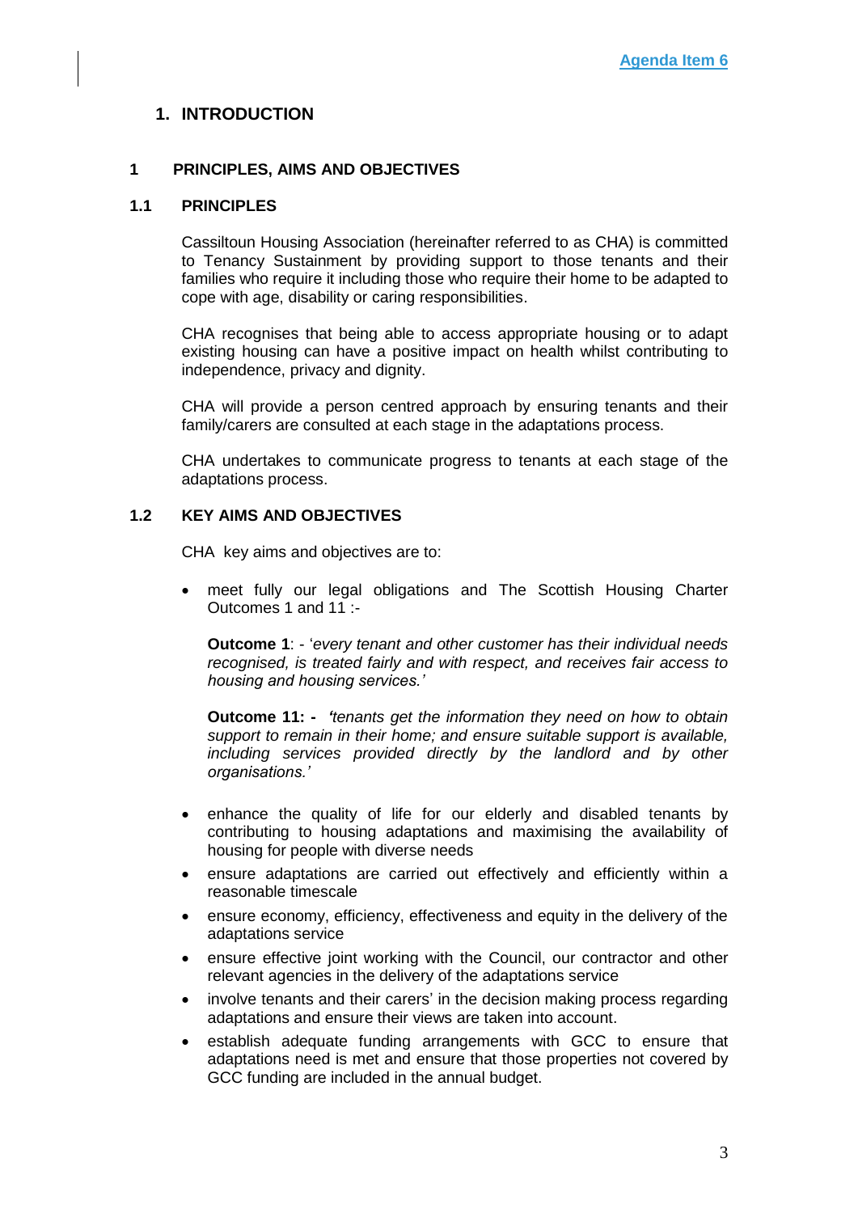Agenda Item 6

# 1. INTRODUCTION

## 1 PRINCIPLES, AIMS AND OBJECTIVES

### 1.1 PRINCIPLES

Cassiltoun Housing Association (hereinafter referred to as CHA) is committed to Tenancy Sustainment by providing support to those tenants and their families who require it including those who require their home to be adapted to cope with age, disability or caring responsibilities.

CHA recognises that being able to access appropriate housing or to adapt existing housing can have a positive impact on health whilst contributing to independence, privacy and dignity.

CHA will provide a person centred approach by ensuring tenants and their family/carers are consulted at each stage in the adaptations process.

CHA undertakes to communicate progress to tenants at each stage of the adaptations process.

### 1.2 KEY AIMS AND OBJECTIVES

CHA key aims and objectives are to:

- meet fully our legal obligations and The Scottish Housing Charter Outcomes 1 and 11 :-

  **Outcome 1**: - '*every tenant and other customer has their individual needs recognised, is treated fairly and with respect, and receives fair access to housing and housing services.'*

  **Outcome 11: -** *'tenants get the information they need on how to obtain support to remain in their home; and ensure suitable support is available, including services provided directly by the landlord and by other organisations.'*

- enhance the quality of life for our elderly and disabled tenants by contributing to housing adaptations and maximising the availability of housing for people with diverse needs
- ensure adaptations are carried out effectively and efficiently within a reasonable timescale
- ensure economy, efficiency, effectiveness and equity in the delivery of the adaptations service
- ensure effective joint working with the Council, our contractor and other relevant agencies in the delivery of the adaptations service
- involve tenants and their carers' in the decision making process regarding adaptations and ensure their views are taken into account.
- establish adequate funding arrangements with GCC to ensure that adaptations need is met and ensure that those properties not covered by GCC funding are included in the annual budget.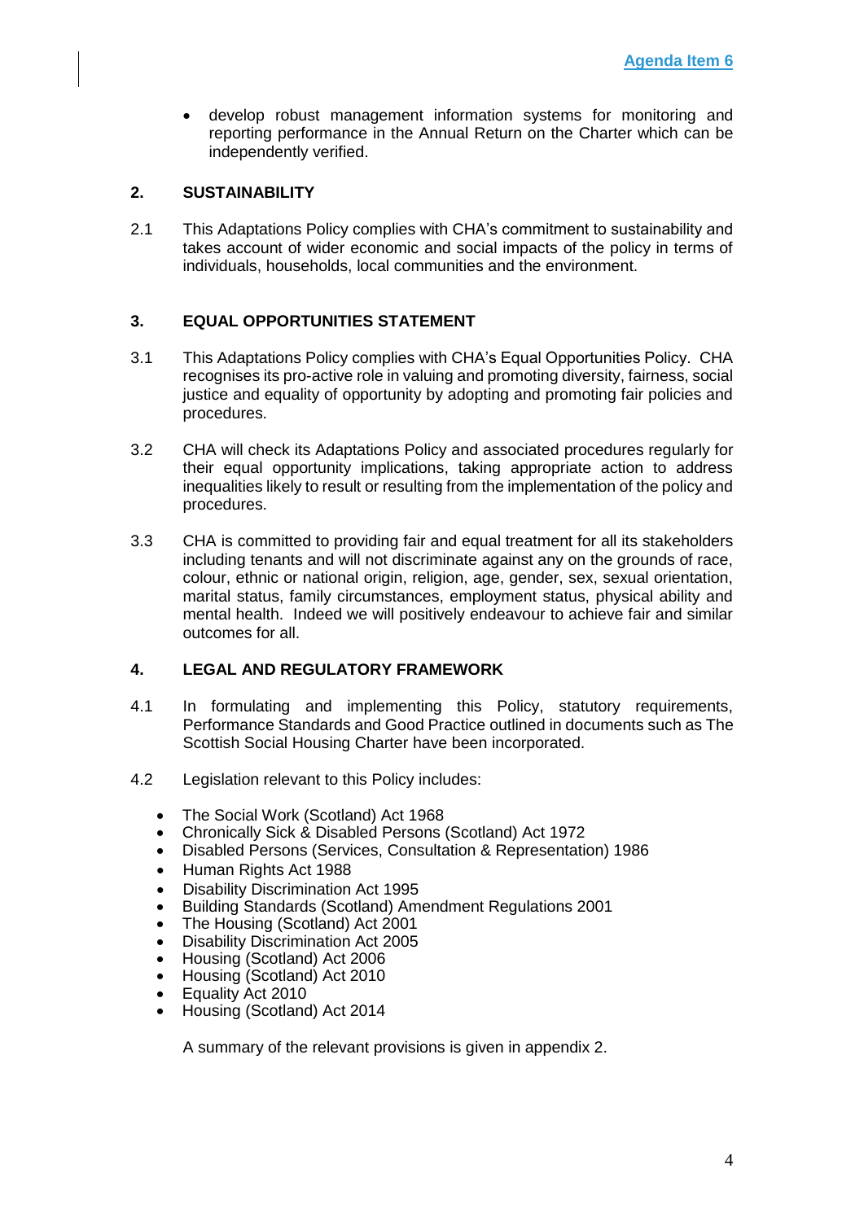- develop robust management information systems for monitoring and reporting performance in the Annual Return on the Charter which can be independently verified.

## 2. SUSTAINABILITY

2.1 This Adaptations Policy complies with CHA's commitment to sustainability and takes account of wider economic and social impacts of the policy in terms of individuals, households, local communities and the environment.

## 3. EQUAL OPPORTUNITIES STATEMENT

3.1 This Adaptations Policy complies with CHA's Equal Opportunities Policy. CHA recognises its pro-active role in valuing and promoting diversity, fairness, social justice and equality of opportunity by adopting and promoting fair policies and procedures.

3.2 CHA will check its Adaptations Policy and associated procedures regularly for their equal opportunity implications, taking appropriate action to address inequalities likely to result or resulting from the implementation of the policy and procedures.

3.3 CHA is committed to providing fair and equal treatment for all its stakeholders including tenants and will not discriminate against any on the grounds of race, colour, ethnic or national origin, religion, age, gender, sex, sexual orientation, marital status, family circumstances, employment status, physical ability and mental health. Indeed we will positively endeavour to achieve fair and similar outcomes for all.

## 4. LEGAL AND REGULATORY FRAMEWORK

4.1 In formulating and implementing this Policy, statutory requirements, Performance Standards and Good Practice outlined in documents such as The Scottish Social Housing Charter have been incorporated.

4.2 Legislation relevant to this Policy includes:

- The Social Work (Scotland) Act 1968
- Chronically Sick & Disabled Persons (Scotland) Act 1972
- Disabled Persons (Services, Consultation & Representation) 1986
- Human Rights Act 1988
- Disability Discrimination Act 1995
- Building Standards (Scotland) Amendment Regulations 2001
- The Housing (Scotland) Act 2001
- Disability Discrimination Act 2005
- Housing (Scotland) Act 2006
- Housing (Scotland) Act 2010
- Equality Act 2010
- Housing (Scotland) Act 2014

A summary of the relevant provisions is given in appendix 2.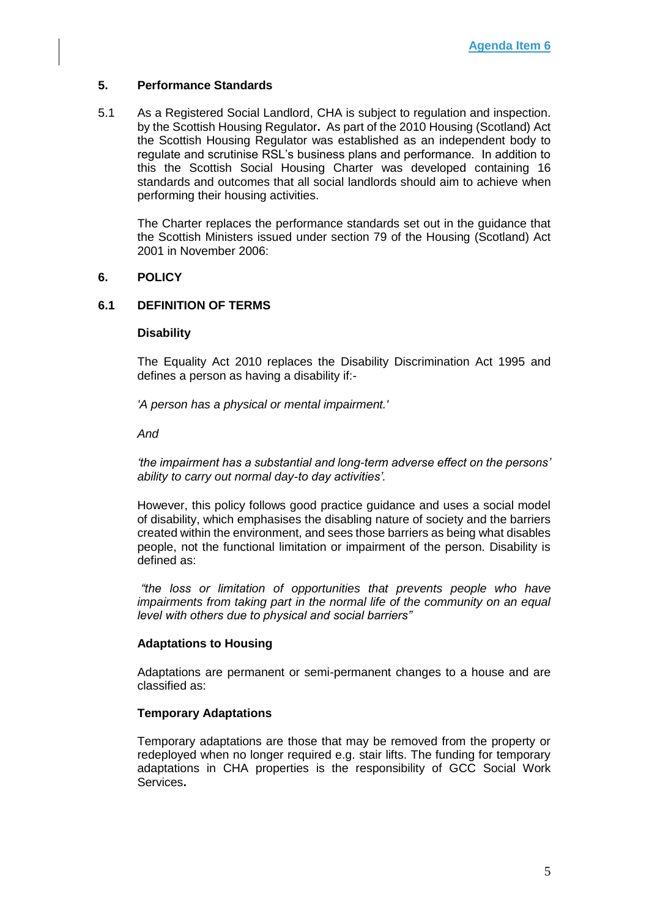**Agenda Item 6**

## 5. Performance Standards

5.1 As a Registered Social Landlord, CHA is subject to regulation and inspection. by the Scottish Housing Regulator**.** As part of the 2010 Housing (Scotland) Act the Scottish Housing Regulator was established as an independent body to regulate and scrutinise RSL's business plans and performance. In addition to this the Scottish Social Housing Charter was developed containing 16 standards and outcomes that all social landlords should aim to achieve when performing their housing activities.

The Charter replaces the performance standards set out in the guidance that the Scottish Ministers issued under section 79 of the Housing (Scotland) Act 2001 in November 2006:

## 6. POLICY

### 6.1 DEFINITION OF TERMS

**Disability**

The Equality Act 2010 replaces the Disability Discrimination Act 1995 and defines a person as having a disability if:-

*'A person has a physical or mental impairment.'*

*And*

*'the impairment has a substantial and long-term adverse effect on the persons' ability to carry out normal day-to day activities'.*

However, this policy follows good practice guidance and uses a social model of disability, which emphasises the disabling nature of society and the barriers created within the environment, and sees those barriers as being what disables people, not the functional limitation or impairment of the person. Disability is defined as:

*"the loss or limitation of opportunities that prevents people who have impairments from taking part in the normal life of the community on an equal level with others due to physical and social barriers"*

**Adaptations to Housing**

Adaptations are permanent or semi-permanent changes to a house and are classified as:

**Temporary Adaptations**

Temporary adaptations are those that may be removed from the property or redeployed when no longer required e.g. stair lifts. The funding for temporary adaptations in CHA properties is the responsibility of GCC Social Work Services**.**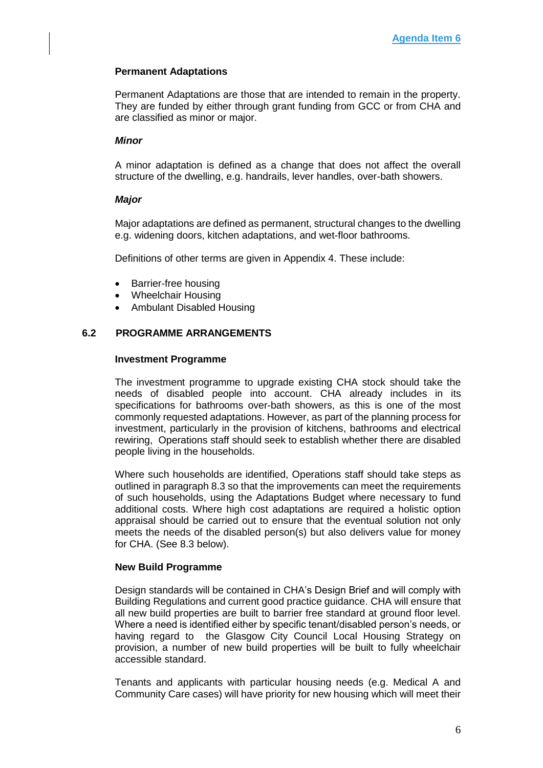**Agenda Item 6**

### Permanent Adaptations

Permanent Adaptations are those that are intended to remain in the property. They are funded by either through grant funding from GCC or from CHA and are classified as minor or major.

***Minor***

A minor adaptation is defined as a change that does not affect the overall structure of the dwelling, e.g. handrails, lever handles, over-bath showers.

***Major***

Major adaptations are defined as permanent, structural changes to the dwelling e.g. widening doors, kitchen adaptations, and wet-floor bathrooms.

Definitions of other terms are given in Appendix 4. These include:

- Barrier-free housing
- Wheelchair Housing
- Ambulant Disabled Housing

## 6.2 PROGRAMME ARRANGEMENTS

### Investment Programme

The investment programme to upgrade existing CHA stock should take the needs of disabled people into account. CHA already includes in its specifications for bathrooms over-bath showers, as this is one of the most commonly requested adaptations. However, as part of the planning process for investment, particularly in the provision of kitchens, bathrooms and electrical rewiring, Operations staff should seek to establish whether there are disabled people living in the households.

Where such households are identified, Operations staff should take steps as outlined in paragraph 8.3 so that the improvements can meet the requirements of such households, using the Adaptations Budget where necessary to fund additional costs. Where high cost adaptations are required a holistic option appraisal should be carried out to ensure that the eventual solution not only meets the needs of the disabled person(s) but also delivers value for money for CHA. (See 8.3 below).

### New Build Programme

Design standards will be contained in CHA's Design Brief and will comply with Building Regulations and current good practice guidance. CHA will ensure that all new build properties are built to barrier free standard at ground floor level. Where a need is identified either by specific tenant/disabled person's needs, or having regard to the Glasgow City Council Local Housing Strategy on provision, a number of new build properties will be built to fully wheelchair accessible standard.

Tenants and applicants with particular housing needs (e.g. Medical A and Community Care cases) will have priority for new housing which will meet their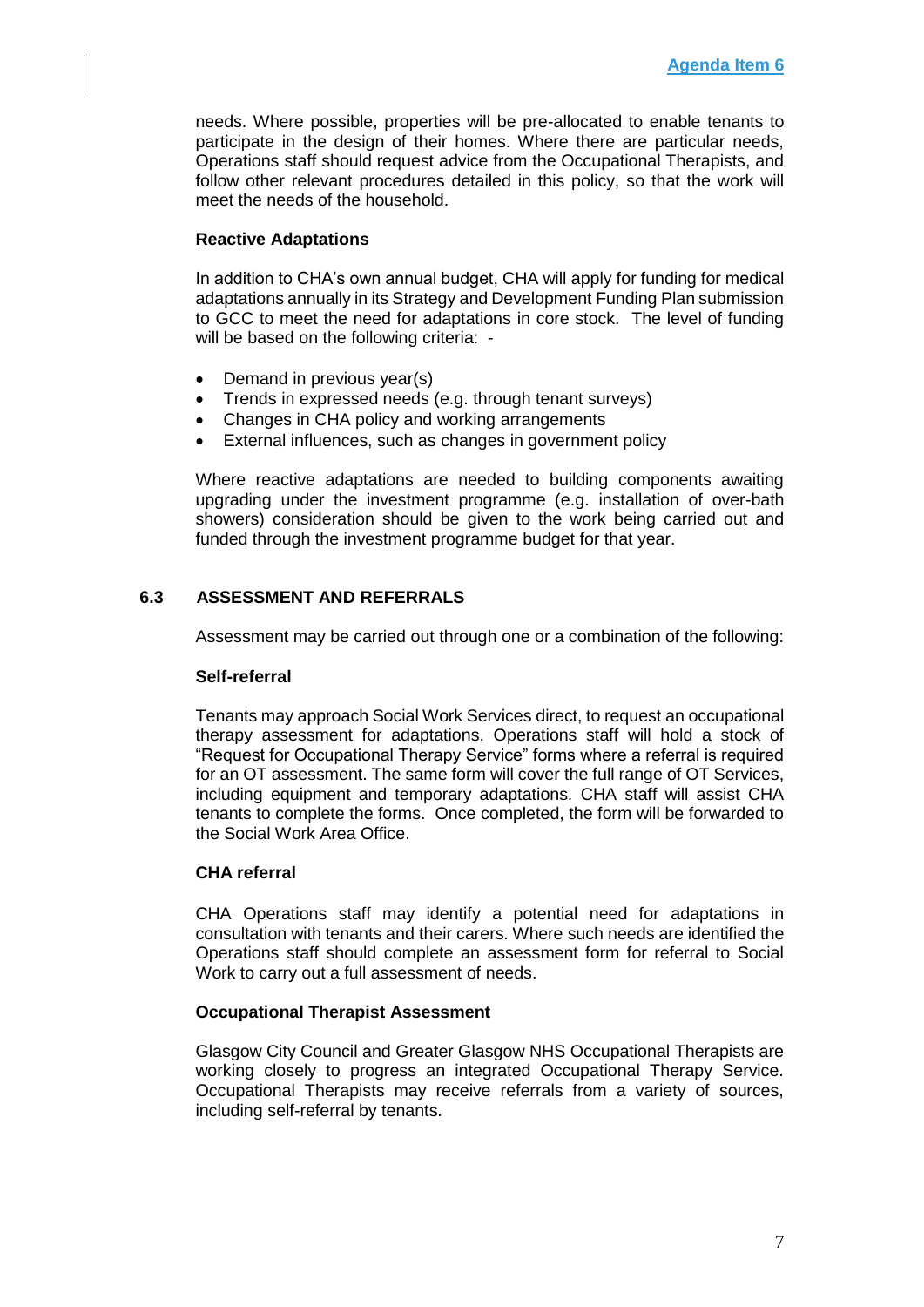needs. Where possible, properties will be pre-allocated to enable tenants to participate in the design of their homes. Where there are particular needs, Operations staff should request advice from the Occupational Therapists, and follow other relevant procedures detailed in this policy, so that the work will meet the needs of the household.

**Reactive Adaptations**

In addition to CHA's own annual budget, CHA will apply for funding for medical adaptations annually in its Strategy and Development Funding Plan submission to GCC to meet the need for adaptations in core stock. The level of funding will be based on the following criteria: -

- Demand in previous year(s)
- Trends in expressed needs (e.g. through tenant surveys)
- Changes in CHA policy and working arrangements
- External influences, such as changes in government policy

Where reactive adaptations are needed to building components awaiting upgrading under the investment programme (e.g. installation of over-bath showers) consideration should be given to the work being carried out and funded through the investment programme budget for that year.

## 6.3 ASSESSMENT AND REFERRALS

Assessment may be carried out through one or a combination of the following:

**Self-referral**

Tenants may approach Social Work Services direct, to request an occupational therapy assessment for adaptations. Operations staff will hold a stock of "Request for Occupational Therapy Service" forms where a referral is required for an OT assessment. The same form will cover the full range of OT Services, including equipment and temporary adaptations. CHA staff will assist CHA tenants to complete the forms. Once completed, the form will be forwarded to the Social Work Area Office.

**CHA referral**

CHA Operations staff may identify a potential need for adaptations in consultation with tenants and their carers. Where such needs are identified the Operations staff should complete an assessment form for referral to Social Work to carry out a full assessment of needs.

**Occupational Therapist Assessment**

Glasgow City Council and Greater Glasgow NHS Occupational Therapists are working closely to progress an integrated Occupational Therapy Service. Occupational Therapists may receive referrals from a variety of sources, including self-referral by tenants.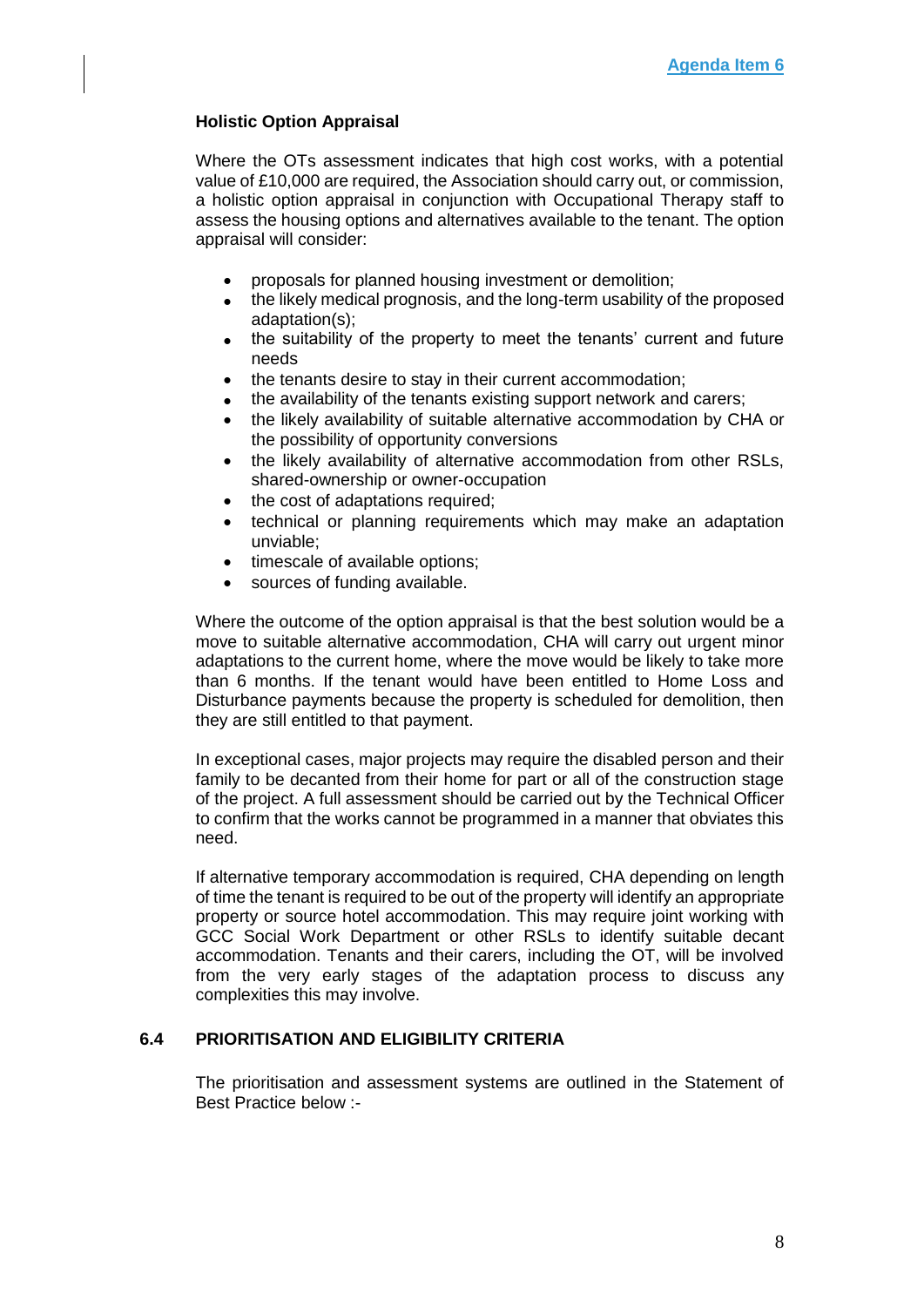**Agenda Item 6**

**Holistic Option Appraisal**

Where the OTs assessment indicates that high cost works, with a potential value of £10,000 are required, the Association should carry out, or commission, a holistic option appraisal in conjunction with Occupational Therapy staff to assess the housing options and alternatives available to the tenant. The option appraisal will consider:

- proposals for planned housing investment or demolition;
- the likely medical prognosis, and the long-term usability of the proposed adaptation(s);
- the suitability of the property to meet the tenants' current and future needs
- the tenants desire to stay in their current accommodation;
- the availability of the tenants existing support network and carers;
- the likely availability of suitable alternative accommodation by CHA or the possibility of opportunity conversions
- the likely availability of alternative accommodation from other RSLs, shared-ownership or owner-occupation
- the cost of adaptations required;
- technical or planning requirements which may make an adaptation unviable;
- timescale of available options;
- sources of funding available.

Where the outcome of the option appraisal is that the best solution would be a move to suitable alternative accommodation, CHA will carry out urgent minor adaptations to the current home, where the move would be likely to take more than 6 months. If the tenant would have been entitled to Home Loss and Disturbance payments because the property is scheduled for demolition, then they are still entitled to that payment.

In exceptional cases, major projects may require the disabled person and their family to be decanted from their home for part or all of the construction stage of the project. A full assessment should be carried out by the Technical Officer to confirm that the works cannot be programmed in a manner that obviates this need.

If alternative temporary accommodation is required, CHA depending on length of time the tenant is required to be out of the property will identify an appropriate property or source hotel accommodation. This may require joint working with GCC Social Work Department or other RSLs to identify suitable decant accommodation. Tenants and their carers, including the OT, will be involved from the very early stages of the adaptation process to discuss any complexities this may involve.

## 6.4 PRIORITISATION AND ELIGIBILITY CRITERIA

The prioritisation and assessment systems are outlined in the Statement of Best Practice below :-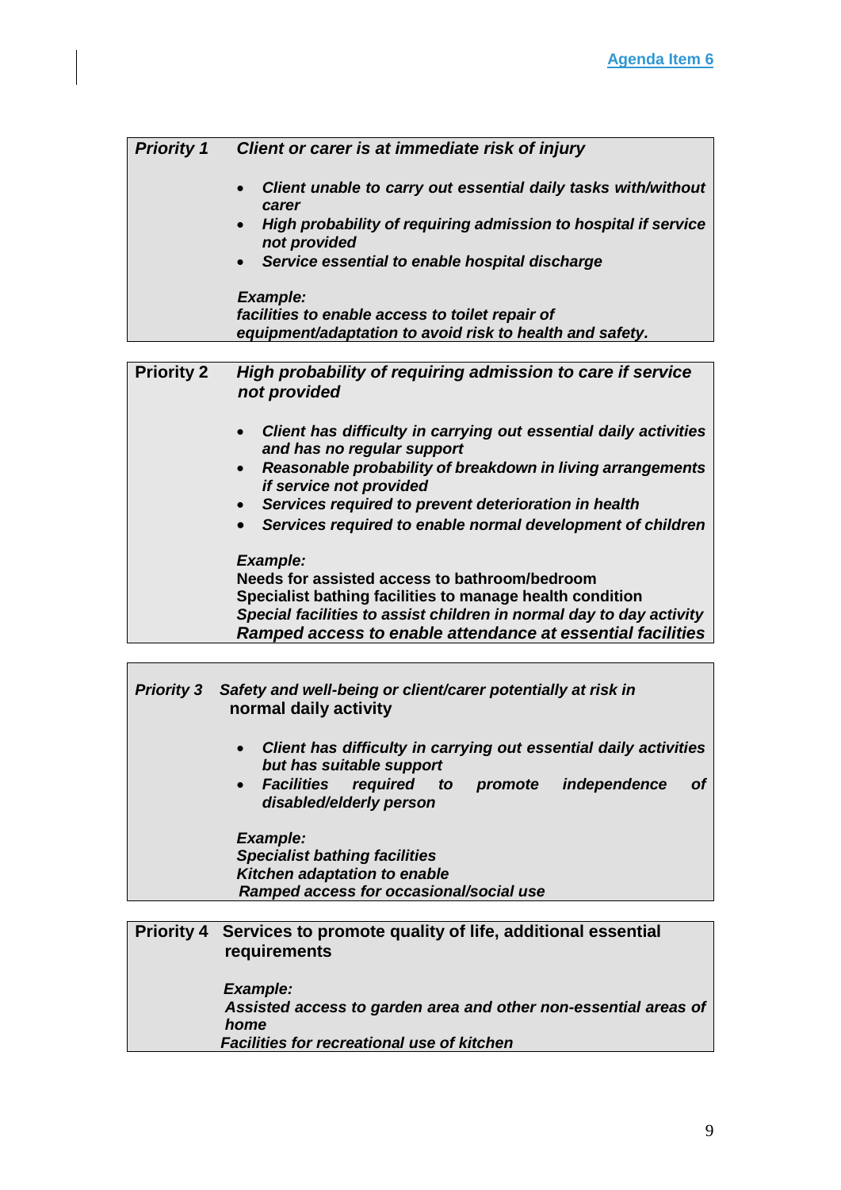Agenda Item 6

| Priority | Description |
| --- | --- |
| ***Priority 1*** | ***Client or carer is at immediate risk of injury***<br><br>• ***Client unable to carry out essential daily tasks with/without carer***<br>• ***High probability of requiring admission to hospital if service not provided***<br>• ***Service essential to enable hospital discharge***<br><br>***Example:***<br>***facilities to enable access to toilet repair of equipment/adaptation to avoid risk to health and safety.*** |
| **Priority 2** | ***High probability of requiring admission to care if service not provided***<br><br>• ***Client has difficulty in carrying out essential daily activities and has no regular support***<br>• ***Reasonable probability of breakdown in living arrangements if service not provided***<br>• ***Services required to prevent deterioration in health***<br>• ***Services required to enable normal development of children***<br><br>***Example:***<br>**Needs for assisted access to bathroom/bedroom**<br>**Specialist bathing facilities to manage health condition**<br>***Special facilities to assist children in normal day to day activity***<br>***Ramped access to enable attendance at essential facilities*** |
| ***Priority 3*** | ***Safety and well-being or client/carer potentially at risk in*** **normal daily activity**<br><br>• ***Client has difficulty in carrying out essential daily activities but has suitable support***<br>• ***Facilities required to promote independence of disabled/elderly person***<br><br>***Example:***<br>***Specialist bathing facilities***<br>***Kitchen adaptation to enable***<br>***Ramped access for occasional/social use*** |
| **Priority 4** | **Services to promote quality of life, additional essential requirements**<br><br>***Example:***<br>***Assisted access to garden area and other non-essential areas of home***<br>***Facilities for recreational use of kitchen*** |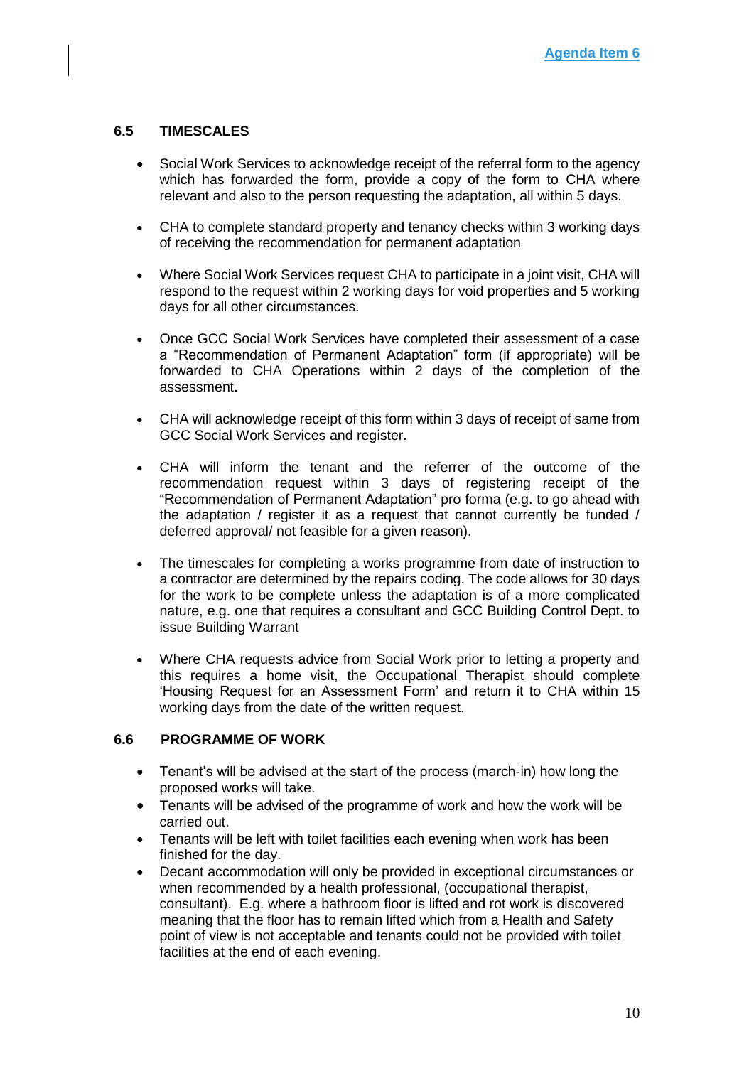### 6.5 TIMESCALES

- Social Work Services to acknowledge receipt of the referral form to the agency which has forwarded the form, provide a copy of the form to CHA where relevant and also to the person requesting the adaptation, all within 5 days.
- CHA to complete standard property and tenancy checks within 3 working days of receiving the recommendation for permanent adaptation
- Where Social Work Services request CHA to participate in a joint visit, CHA will respond to the request within 2 working days for void properties and 5 working days for all other circumstances.
- Once GCC Social Work Services have completed their assessment of a case a "Recommendation of Permanent Adaptation" form (if appropriate) will be forwarded to CHA Operations within 2 days of the completion of the assessment.
- CHA will acknowledge receipt of this form within 3 days of receipt of same from GCC Social Work Services and register.
- CHA will inform the tenant and the referrer of the outcome of the recommendation request within 3 days of registering receipt of the "Recommendation of Permanent Adaptation" pro forma (e.g. to go ahead with the adaptation / register it as a request that cannot currently be funded / deferred approval/ not feasible for a given reason).
- The timescales for completing a works programme from date of instruction to a contractor are determined by the repairs coding. The code allows for 30 days for the work to be complete unless the adaptation is of a more complicated nature, e.g. one that requires a consultant and GCC Building Control Dept. to issue Building Warrant
- Where CHA requests advice from Social Work prior to letting a property and this requires a home visit, the Occupational Therapist should complete 'Housing Request for an Assessment Form' and return it to CHA within 15 working days from the date of the written request.

### 6.6 PROGRAMME OF WORK

- Tenant's will be advised at the start of the process (march-in) how long the proposed works will take.
- Tenants will be advised of the programme of work and how the work will be carried out.
- Tenants will be left with toilet facilities each evening when work has been finished for the day.
- Decant accommodation will only be provided in exceptional circumstances or when recommended by a health professional, (occupational therapist, consultant). E.g. where a bathroom floor is lifted and rot work is discovered meaning that the floor has to remain lifted which from a Health and Safety point of view is not acceptable and tenants could not be provided with toilet facilities at the end of each evening.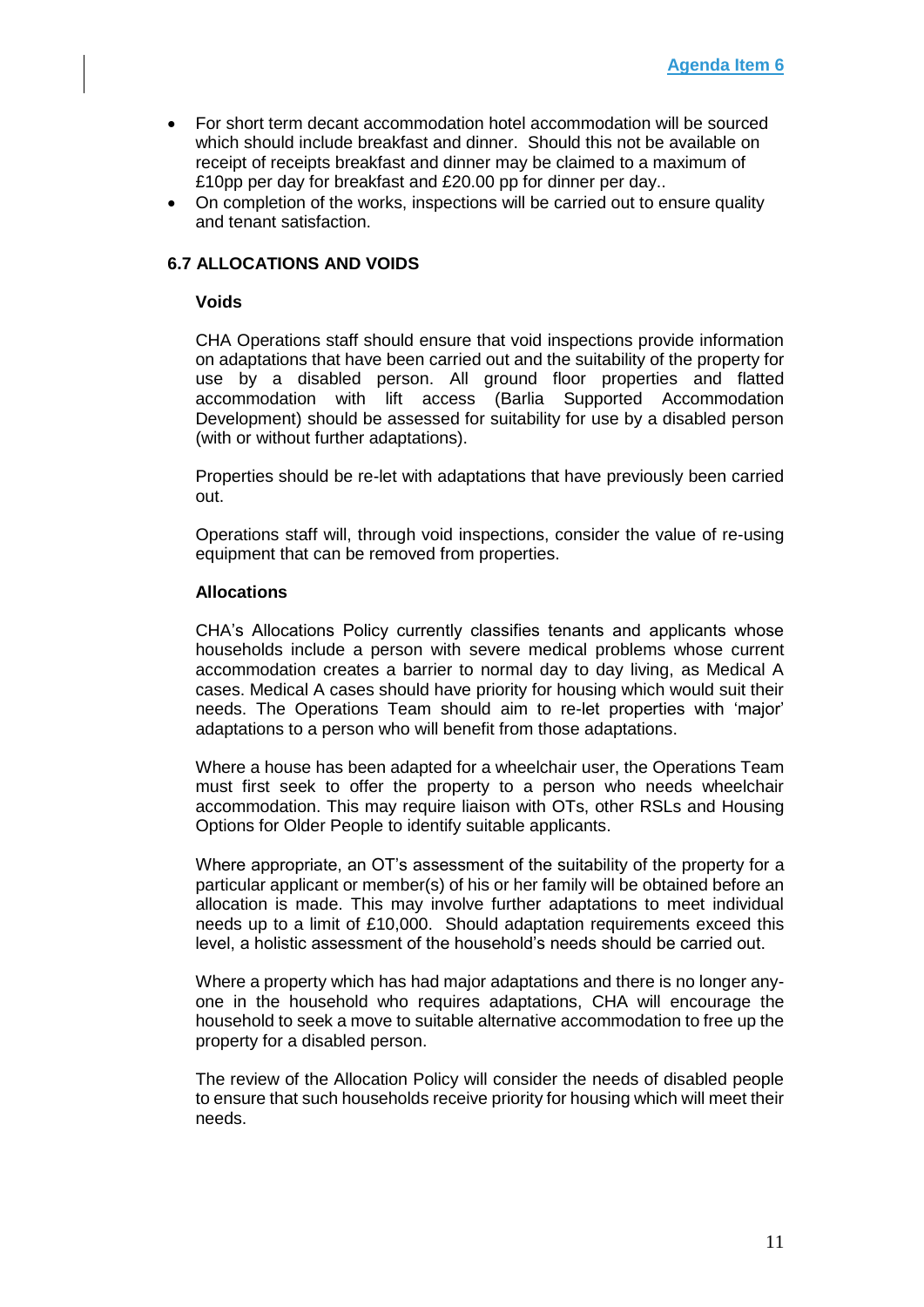- For short term decant accommodation hotel accommodation will be sourced which should include breakfast and dinner. Should this not be available on receipt of receipts breakfast and dinner may be claimed to a maximum of £10pp per day for breakfast and £20.00 pp for dinner per day..
- On completion of the works, inspections will be carried out to ensure quality and tenant satisfaction.

### 6.7 ALLOCATIONS AND VOIDS

**Voids**

CHA Operations staff should ensure that void inspections provide information on adaptations that have been carried out and the suitability of the property for use by a disabled person. All ground floor properties and flatted accommodation with lift access (Barlia Supported Accommodation Development) should be assessed for suitability for use by a disabled person (with or without further adaptations).

Properties should be re-let with adaptations that have previously been carried out.

Operations staff will, through void inspections, consider the value of re-using equipment that can be removed from properties.

**Allocations**

CHA's Allocations Policy currently classifies tenants and applicants whose households include a person with severe medical problems whose current accommodation creates a barrier to normal day to day living, as Medical A cases. Medical A cases should have priority for housing which would suit their needs. The Operations Team should aim to re-let properties with 'major' adaptations to a person who will benefit from those adaptations.

Where a house has been adapted for a wheelchair user, the Operations Team must first seek to offer the property to a person who needs wheelchair accommodation. This may require liaison with OTs, other RSLs and Housing Options for Older People to identify suitable applicants.

Where appropriate, an OT's assessment of the suitability of the property for a particular applicant or member(s) of his or her family will be obtained before an allocation is made. This may involve further adaptations to meet individual needs up to a limit of £10,000. Should adaptation requirements exceed this level, a holistic assessment of the household's needs should be carried out.

Where a property which has had major adaptations and there is no longer any-one in the household who requires adaptations, CHA will encourage the household to seek a move to suitable alternative accommodation to free up the property for a disabled person.

The review of the Allocation Policy will consider the needs of disabled people to ensure that such households receive priority for housing which will meet their needs.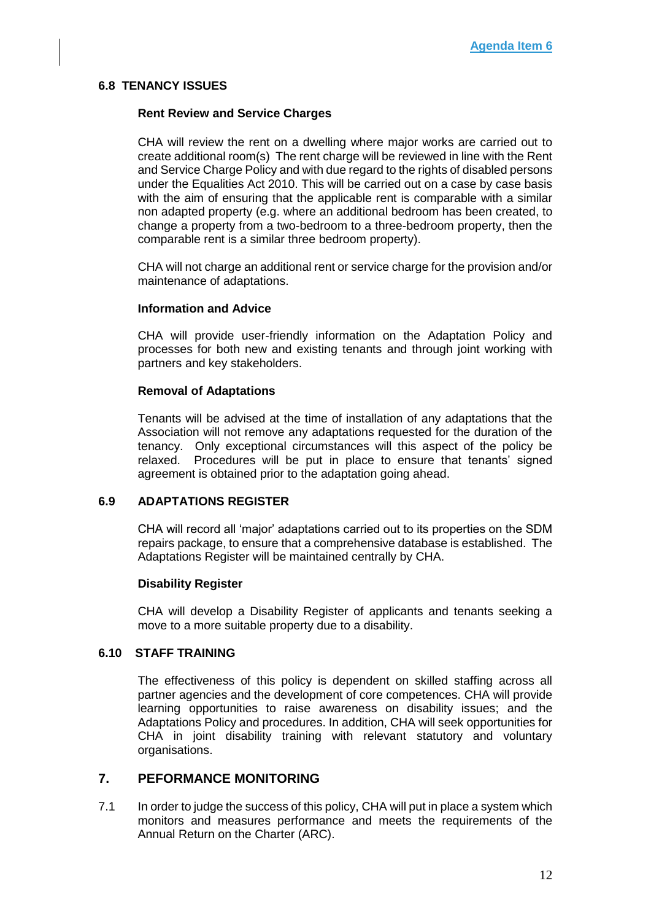Agenda Item 6

### 6.8 TENANCY ISSUES

**Rent Review and Service Charges**

CHA will review the rent on a dwelling where major works are carried out to create additional room(s) The rent charge will be reviewed in line with the Rent and Service Charge Policy and with due regard to the rights of disabled persons under the Equalities Act 2010. This will be carried out on a case by case basis with the aim of ensuring that the applicable rent is comparable with a similar non adapted property (e.g. where an additional bedroom has been created, to change a property from a two-bedroom to a three-bedroom property, then the comparable rent is a similar three bedroom property).

CHA will not charge an additional rent or service charge for the provision and/or maintenance of adaptations.

**Information and Advice**

CHA will provide user-friendly information on the Adaptation Policy and processes for both new and existing tenants and through joint working with partners and key stakeholders.

**Removal of Adaptations**

Tenants will be advised at the time of installation of any adaptations that the Association will not remove any adaptations requested for the duration of the tenancy. Only exceptional circumstances will this aspect of the policy be relaxed. Procedures will be put in place to ensure that tenants' signed agreement is obtained prior to the adaptation going ahead.

### 6.9 ADAPTATIONS REGISTER

CHA will record all 'major' adaptations carried out to its properties on the SDM repairs package, to ensure that a comprehensive database is established. The Adaptations Register will be maintained centrally by CHA.

**Disability Register**

CHA will develop a Disability Register of applicants and tenants seeking a move to a more suitable property due to a disability.

### 6.10 STAFF TRAINING

The effectiveness of this policy is dependent on skilled staffing across all partner agencies and the development of core competences. CHA will provide learning opportunities to raise awareness on disability issues; and the Adaptations Policy and procedures. In addition, CHA will seek opportunities for CHA in joint disability training with relevant statutory and voluntary organisations.

## 7. PEFORMANCE MONITORING

7.1 In order to judge the success of this policy, CHA will put in place a system which monitors and measures performance and meets the requirements of the Annual Return on the Charter (ARC).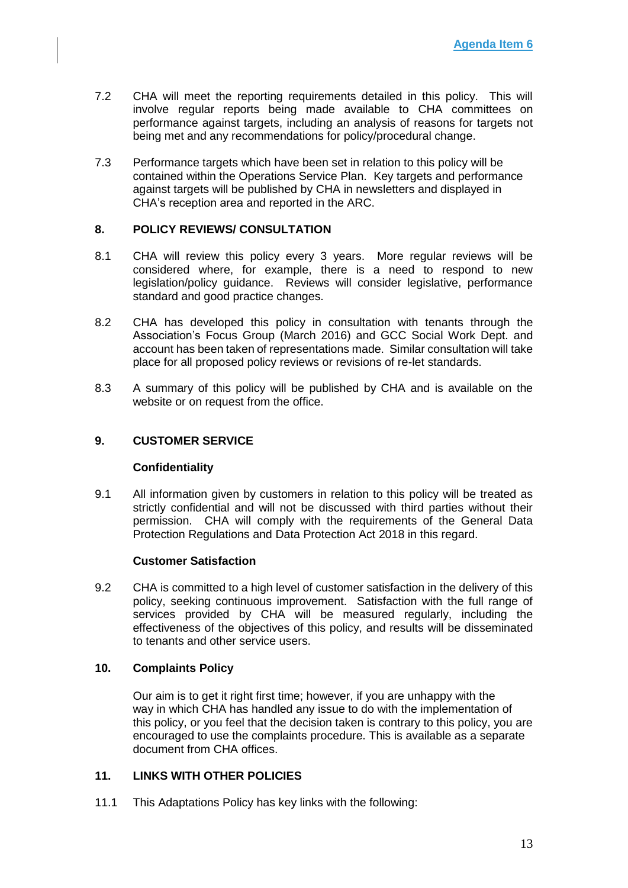7.2 CHA will meet the reporting requirements detailed in this policy. This will involve regular reports being made available to CHA committees on performance against targets, including an analysis of reasons for targets not being met and any recommendations for policy/procedural change.

7.3 Performance targets which have been set in relation to this policy will be contained within the Operations Service Plan. Key targets and performance against targets will be published by CHA in newsletters and displayed in CHA's reception area and reported in the ARC.

## 8. POLICY REVIEWS/ CONSULTATION

8.1 CHA will review this policy every 3 years. More regular reviews will be considered where, for example, there is a need to respond to new legislation/policy guidance. Reviews will consider legislative, performance standard and good practice changes.

8.2 CHA has developed this policy in consultation with tenants through the Association's Focus Group (March 2016) and GCC Social Work Dept. and account has been taken of representations made. Similar consultation will take place for all proposed policy reviews or revisions of re-let standards.

8.3 A summary of this policy will be published by CHA and is available on the website or on request from the office.

## 9. CUSTOMER SERVICE

### Confidentiality

9.1 All information given by customers in relation to this policy will be treated as strictly confidential and will not be discussed with third parties without their permission. CHA will comply with the requirements of the General Data Protection Regulations and Data Protection Act 2018 in this regard.

### Customer Satisfaction

9.2 CHA is committed to a high level of customer satisfaction in the delivery of this policy, seeking continuous improvement. Satisfaction with the full range of services provided by CHA will be measured regularly, including the effectiveness of the objectives of this policy, and results will be disseminated to tenants and other service users.

## 10. Complaints Policy

Our aim is to get it right first time; however, if you are unhappy with the way in which CHA has handled any issue to do with the implementation of this policy, or you feel that the decision taken is contrary to this policy, you are encouraged to use the complaints procedure. This is available as a separate document from CHA offices.

## 11. LINKS WITH OTHER POLICIES

11.1 This Adaptations Policy has key links with the following: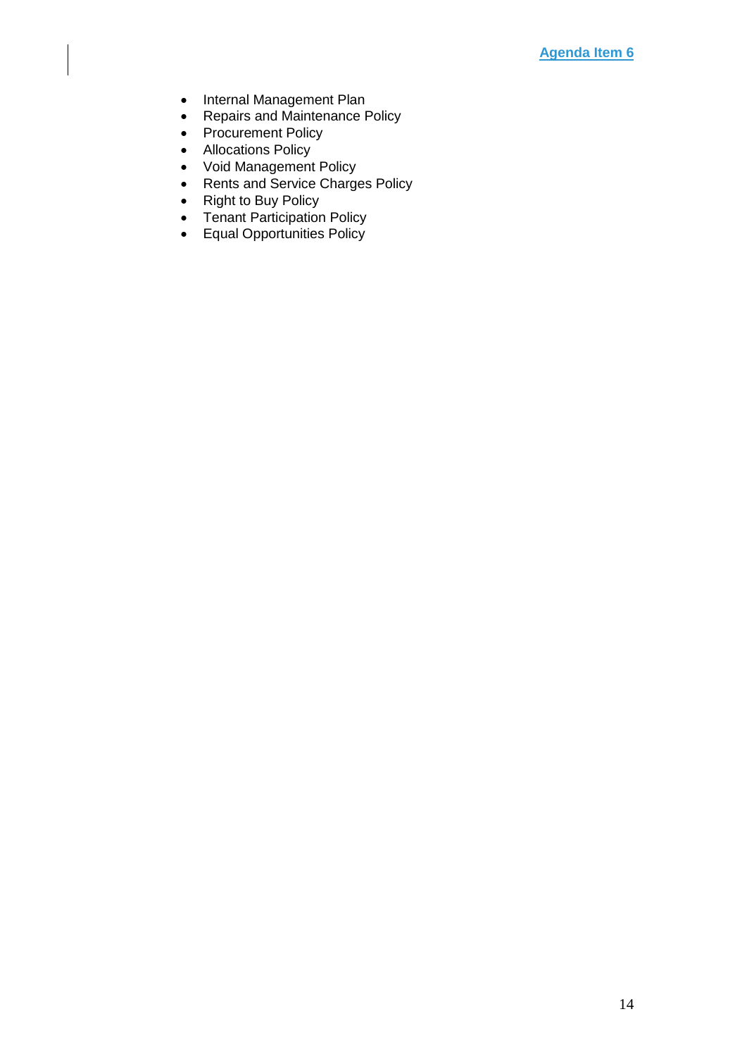- Internal Management Plan
- Repairs and Maintenance Policy
- Procurement Policy
- Allocations Policy
- Void Management Policy
- Rents and Service Charges Policy
- Right to Buy Policy
- Tenant Participation Policy
- Equal Opportunities Policy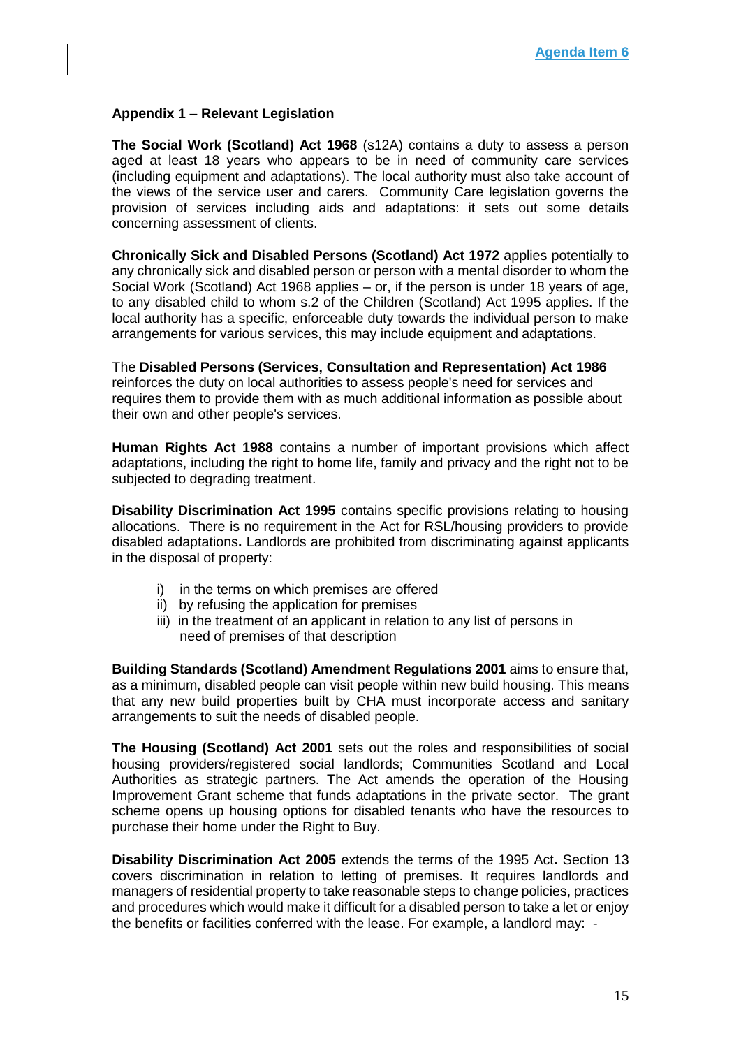**Agenda Item 6**

**Appendix 1 – Relevant Legislation**

**The Social Work (Scotland) Act 1968** (s12A) contains a duty to assess a person aged at least 18 years who appears to be in need of community care services (including equipment and adaptations). The local authority must also take account of the views of the service user and carers. Community Care legislation governs the provision of services including aids and adaptations: it sets out some details concerning assessment of clients.

**Chronically Sick and Disabled Persons (Scotland) Act 1972** applies potentially to any chronically sick and disabled person or person with a mental disorder to whom the Social Work (Scotland) Act 1968 applies – or, if the person is under 18 years of age, to any disabled child to whom s.2 of the Children (Scotland) Act 1995 applies. If the local authority has a specific, enforceable duty towards the individual person to make arrangements for various services, this may include equipment and adaptations.

The **Disabled Persons (Services, Consultation and Representation) Act 1986** reinforces the duty on local authorities to assess people's need for services and requires them to provide them with as much additional information as possible about their own and other people's services.

**Human Rights Act 1988** contains a number of important provisions which affect adaptations, including the right to home life, family and privacy and the right not to be subjected to degrading treatment.

**Disability Discrimination Act 1995** contains specific provisions relating to housing allocations. There is no requirement in the Act for RSL/housing providers to provide disabled adaptations**.** Landlords are prohibited from discriminating against applicants in the disposal of property:

i) in the terms on which premises are offered
ii) by refusing the application for premises
iii) in the treatment of an applicant in relation to any list of persons in need of premises of that description

**Building Standards (Scotland) Amendment Regulations 2001** aims to ensure that, as a minimum, disabled people can visit people within new build housing. This means that any new build properties built by CHA must incorporate access and sanitary arrangements to suit the needs of disabled people.

**The Housing (Scotland) Act 2001** sets out the roles and responsibilities of social housing providers/registered social landlords; Communities Scotland and Local Authorities as strategic partners. The Act amends the operation of the Housing Improvement Grant scheme that funds adaptations in the private sector. The grant scheme opens up housing options for disabled tenants who have the resources to purchase their home under the Right to Buy.

**Disability Discrimination Act 2005** extends the terms of the 1995 Act**.** Section 13 covers discrimination in relation to letting of premises. It requires landlords and managers of residential property to take reasonable steps to change policies, practices and procedures which would make it difficult for a disabled person to take a let or enjoy the benefits or facilities conferred with the lease. For example, a landlord may: -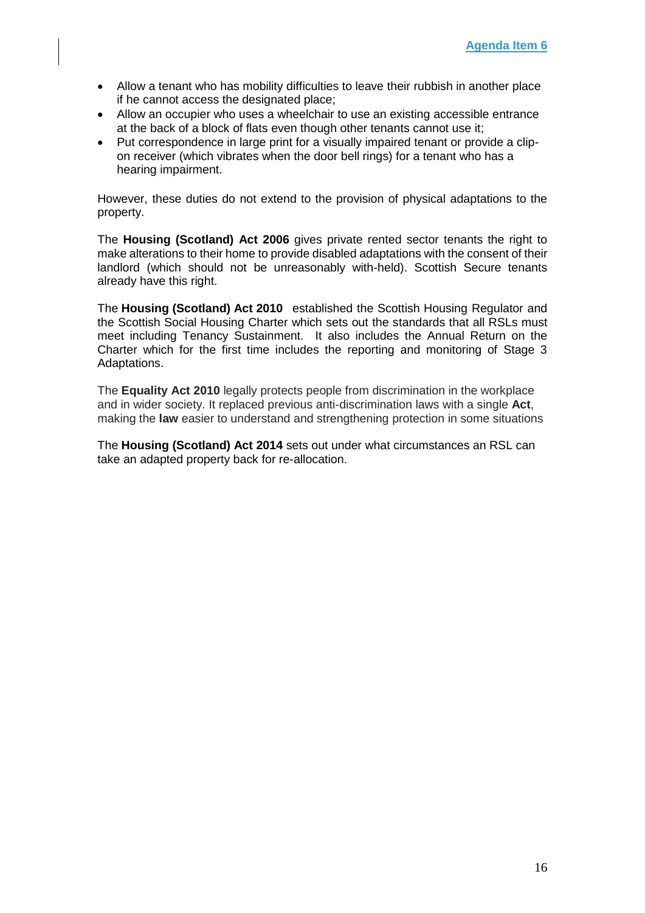- Allow a tenant who has mobility difficulties to leave their rubbish in another place if he cannot access the designated place;
- Allow an occupier who uses a wheelchair to use an existing accessible entrance at the back of a block of flats even though other tenants cannot use it;
- Put correspondence in large print for a visually impaired tenant or provide a clip-on receiver (which vibrates when the door bell rings) for a tenant who has a hearing impairment.

However, these duties do not extend to the provision of physical adaptations to the property.

The **Housing (Scotland) Act 2006** gives private rented sector tenants the right to make alterations to their home to provide disabled adaptations with the consent of their landlord (which should not be unreasonably with-held). Scottish Secure tenants already have this right.

The **Housing (Scotland) Act 2010** established the Scottish Housing Regulator and the Scottish Social Housing Charter which sets out the standards that all RSLs must meet including Tenancy Sustainment. It also includes the Annual Return on the Charter which for the first time includes the reporting and monitoring of Stage 3 Adaptations.

The **Equality Act 2010** legally protects people from discrimination in the workplace and in wider society. It replaced previous anti-discrimination laws with a single **Act**, making the **law** easier to understand and strengthening protection in some situations

The **Housing (Scotland) Act 2014** sets out under what circumstances an RSL can take an adapted property back for re-allocation.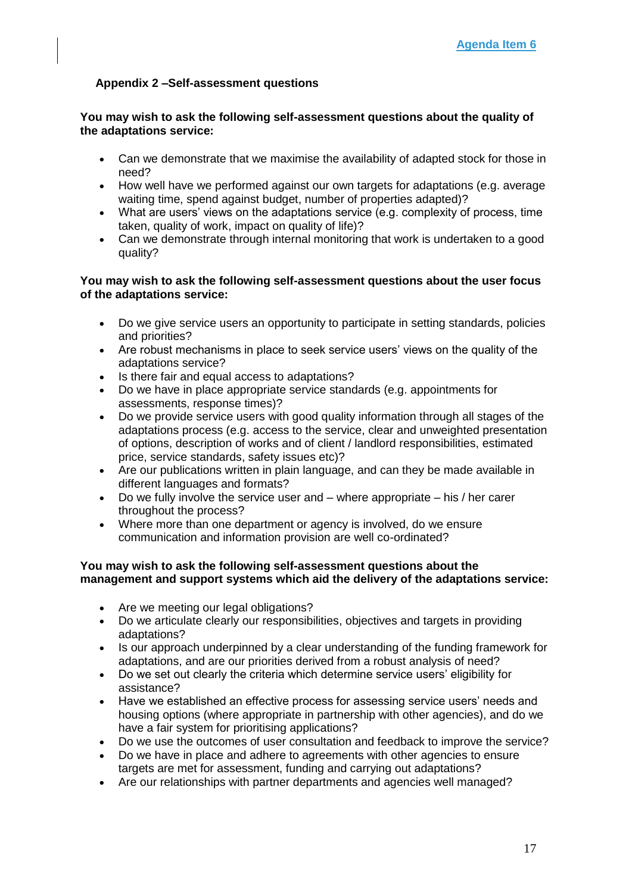Agenda Item 6

## Appendix 2 –Self-assessment questions

**You may wish to ask the following self-assessment questions about the quality of the adaptations service:**

- Can we demonstrate that we maximise the availability of adapted stock for those in need?
- How well have we performed against our own targets for adaptations (e.g. average waiting time, spend against budget, number of properties adapted)?
- What are users' views on the adaptations service (e.g. complexity of process, time taken, quality of work, impact on quality of life)?
- Can we demonstrate through internal monitoring that work is undertaken to a good quality?

**You may wish to ask the following self-assessment questions about the user focus of the adaptations service:**

- Do we give service users an opportunity to participate in setting standards, policies and priorities?
- Are robust mechanisms in place to seek service users' views on the quality of the adaptations service?
- Is there fair and equal access to adaptations?
- Do we have in place appropriate service standards (e.g. appointments for assessments, response times)?
- Do we provide service users with good quality information through all stages of the adaptations process (e.g. access to the service, clear and unweighted presentation of options, description of works and of client / landlord responsibilities, estimated price, service standards, safety issues etc)?
- Are our publications written in plain language, and can they be made available in different languages and formats?
- Do we fully involve the service user and – where appropriate – his / her carer throughout the process?
- Where more than one department or agency is involved, do we ensure communication and information provision are well co-ordinated?

**You may wish to ask the following self-assessment questions about the management and support systems which aid the delivery of the adaptations service:**

- Are we meeting our legal obligations?
- Do we articulate clearly our responsibilities, objectives and targets in providing adaptations?
- Is our approach underpinned by a clear understanding of the funding framework for adaptations, and are our priorities derived from a robust analysis of need?
- Do we set out clearly the criteria which determine service users' eligibility for assistance?
- Have we established an effective process for assessing service users' needs and housing options (where appropriate in partnership with other agencies), and do we have a fair system for prioritising applications?
- Do we use the outcomes of user consultation and feedback to improve the service?
- Do we have in place and adhere to agreements with other agencies to ensure targets are met for assessment, funding and carrying out adaptations?
- Are our relationships with partner departments and agencies well managed?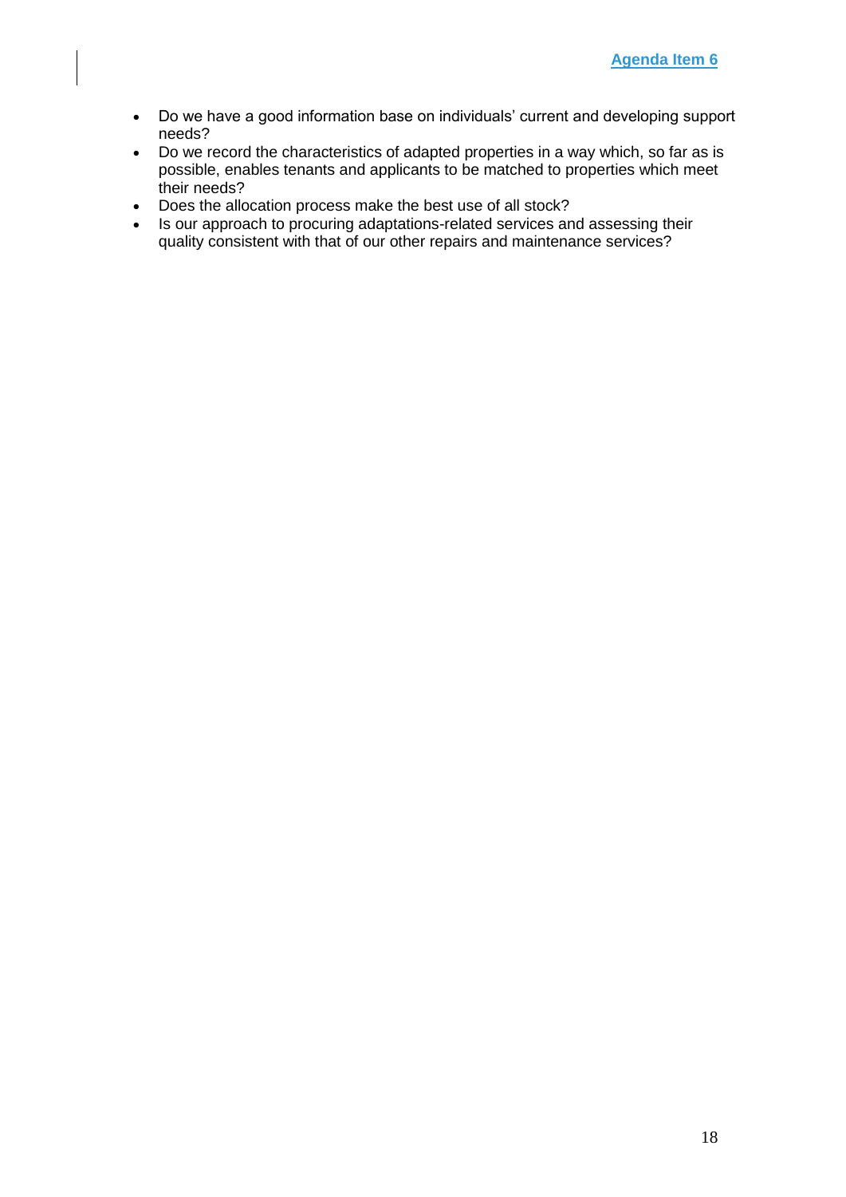- Do we have a good information base on individuals' current and developing support needs?
- Do we record the characteristics of adapted properties in a way which, so far as is possible, enables tenants and applicants to be matched to properties which meet their needs?
- Does the allocation process make the best use of all stock?
- Is our approach to procuring adaptations-related services and assessing their quality consistent with that of our other repairs and maintenance services?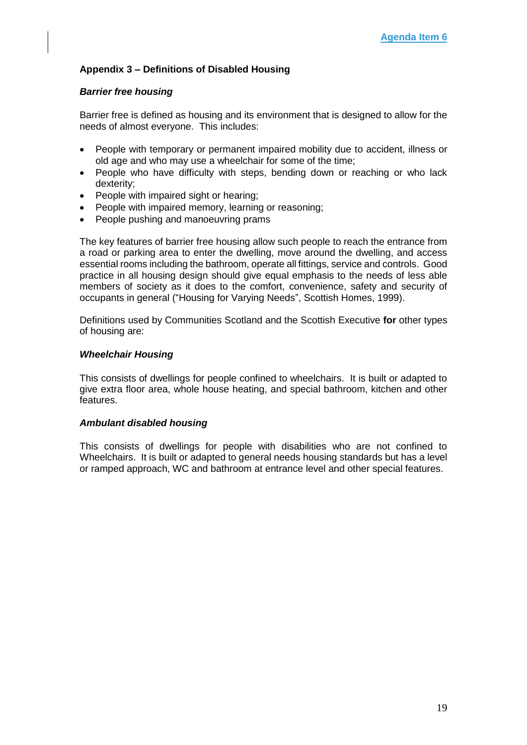Agenda Item 6

## Appendix 3 – Definitions of Disabled Housing

### *Barrier free housing*

Barrier free is defined as housing and its environment that is designed to allow for the needs of almost everyone. This includes:

- People with temporary or permanent impaired mobility due to accident, illness or old age and who may use a wheelchair for some of the time;
- People who have difficulty with steps, bending down or reaching or who lack dexterity;
- People with impaired sight or hearing;
- People with impaired memory, learning or reasoning;
- People pushing and manoeuvring prams

The key features of barrier free housing allow such people to reach the entrance from a road or parking area to enter the dwelling, move around the dwelling, and access essential rooms including the bathroom, operate all fittings, service and controls. Good practice in all housing design should give equal emphasis to the needs of less able members of society as it does to the comfort, convenience, safety and security of occupants in general ("Housing for Varying Needs", Scottish Homes, 1999).

Definitions used by Communities Scotland and the Scottish Executive **for** other types of housing are:

### *Wheelchair Housing*

This consists of dwellings for people confined to wheelchairs. It is built or adapted to give extra floor area, whole house heating, and special bathroom, kitchen and other features.

### *Ambulant disabled housing*

This consists of dwellings for people with disabilities who are not confined to Wheelchairs. It is built or adapted to general needs housing standards but has a level or ramped approach, WC and bathroom at entrance level and other special features.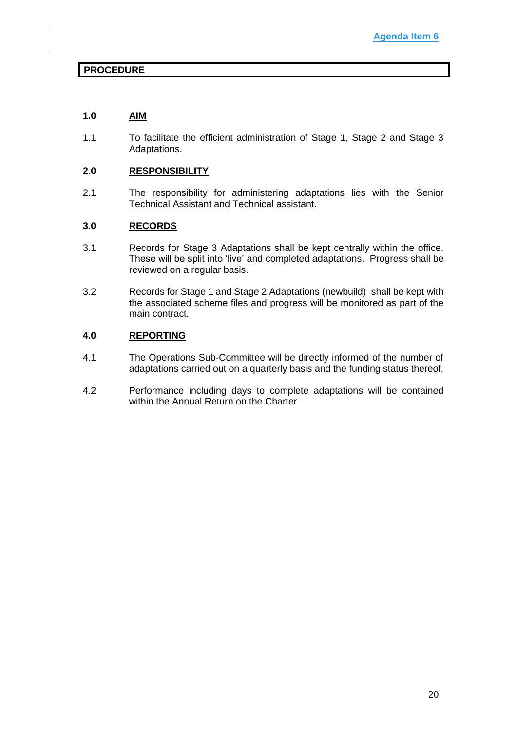Agenda Item 6

**PROCEDURE**

## 1.0 AIM

1.1 To facilitate the efficient administration of Stage 1, Stage 2 and Stage 3 Adaptations.

## 2.0 RESPONSIBILITY

2.1 The responsibility for administering adaptations lies with the Senior Technical Assistant and Technical assistant.

## 3.0 RECORDS

3.1 Records for Stage 3 Adaptations shall be kept centrally within the office. These will be split into 'live' and completed adaptations. Progress shall be reviewed on a regular basis.

3.2 Records for Stage 1 and Stage 2 Adaptations (newbuild) shall be kept with the associated scheme files and progress will be monitored as part of the main contract.

## 4.0 REPORTING

4.1 The Operations Sub-Committee will be directly informed of the number of adaptations carried out on a quarterly basis and the funding status thereof.

4.2 Performance including days to complete adaptations will be contained within the Annual Return on the Charter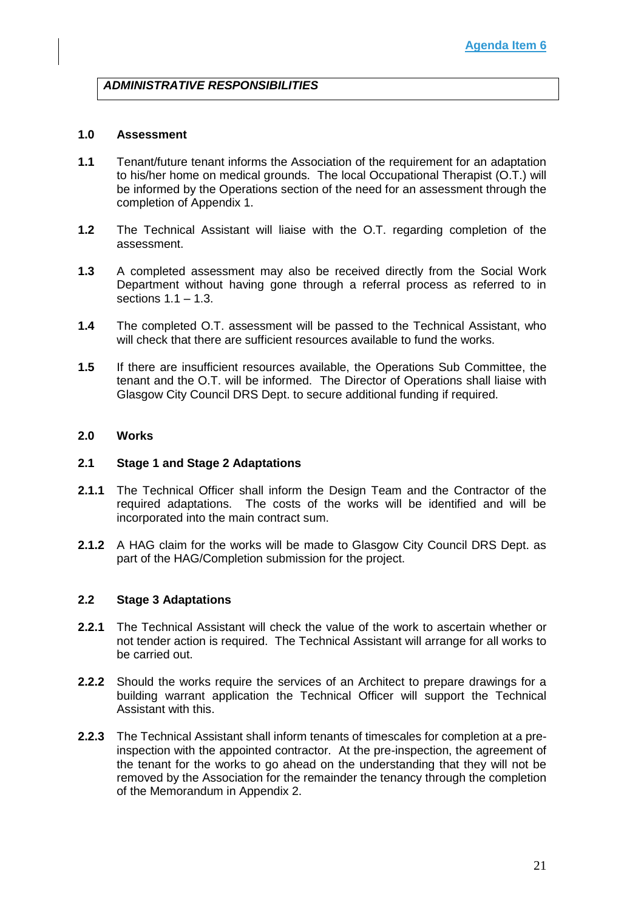**Agenda Item 6**

***ADMINISTRATIVE RESPONSIBILITIES***

**1.0 Assessment**

**1.1** Tenant/future tenant informs the Association of the requirement for an adaptation to his/her home on medical grounds. The local Occupational Therapist (O.T.) will be informed by the Operations section of the need for an assessment through the completion of Appendix 1.

**1.2** The Technical Assistant will liaise with the O.T. regarding completion of the assessment.

**1.3** A completed assessment may also be received directly from the Social Work Department without having gone through a referral process as referred to in sections 1.1 – 1.3.

**1.4** The completed O.T. assessment will be passed to the Technical Assistant, who will check that there are sufficient resources available to fund the works.

**1.5** If there are insufficient resources available, the Operations Sub Committee, the tenant and the O.T. will be informed. The Director of Operations shall liaise with Glasgow City Council DRS Dept. to secure additional funding if required.

**2.0 Works**

**2.1 Stage 1 and Stage 2 Adaptations**

**2.1.1** The Technical Officer shall inform the Design Team and the Contractor of the required adaptations. The costs of the works will be identified and will be incorporated into the main contract sum.

**2.1.2** A HAG claim for the works will be made to Glasgow City Council DRS Dept. as part of the HAG/Completion submission for the project.

**2.2 Stage 3 Adaptations**

**2.2.1** The Technical Assistant will check the value of the work to ascertain whether or not tender action is required. The Technical Assistant will arrange for all works to be carried out.

**2.2.2** Should the works require the services of an Architect to prepare drawings for a building warrant application the Technical Officer will support the Technical Assistant with this.

**2.2.3** The Technical Assistant shall inform tenants of timescales for completion at a pre-inspection with the appointed contractor. At the pre-inspection, the agreement of the tenant for the works to go ahead on the understanding that they will not be removed by the Association for the remainder the tenancy through the completion of the Memorandum in Appendix 2.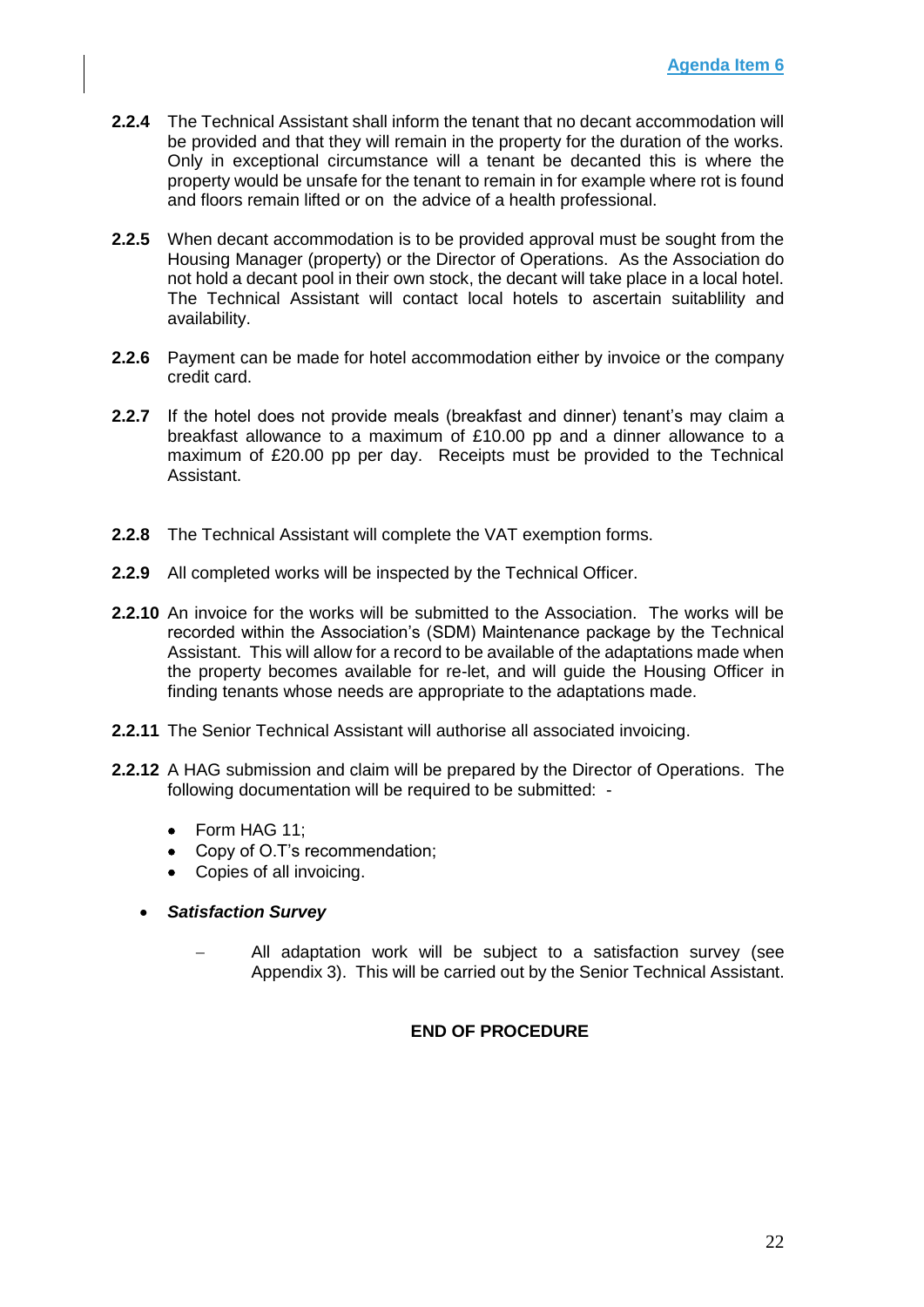**Agenda Item 6**

**2.2.4** The Technical Assistant shall inform the tenant that no decant accommodation will be provided and that they will remain in the property for the duration of the works. Only in exceptional circumstance will a tenant be decanted this is where the property would be unsafe for the tenant to remain in for example where rot is found and floors remain lifted or on the advice of a health professional.

**2.2.5** When decant accommodation is to be provided approval must be sought from the Housing Manager (property) or the Director of Operations. As the Association do not hold a decant pool in their own stock, the decant will take place in a local hotel. The Technical Assistant will contact local hotels to ascertain suitablility and availability.

**2.2.6** Payment can be made for hotel accommodation either by invoice or the company credit card.

**2.2.7** If the hotel does not provide meals (breakfast and dinner) tenant's may claim a breakfast allowance to a maximum of £10.00 pp and a dinner allowance to a maximum of £20.00 pp per day. Receipts must be provided to the Technical Assistant.

**2.2.8** The Technical Assistant will complete the VAT exemption forms.

**2.2.9** All completed works will be inspected by the Technical Officer.

**2.2.10** An invoice for the works will be submitted to the Association. The works will be recorded within the Association's (SDM) Maintenance package by the Technical Assistant. This will allow for a record to be available of the adaptations made when the property becomes available for re-let, and will guide the Housing Officer in finding tenants whose needs are appropriate to the adaptations made.

**2.2.11** The Senior Technical Assistant will authorise all associated invoicing.

**2.2.12** A HAG submission and claim will be prepared by the Director of Operations. The following documentation will be required to be submitted: -

- Form HAG 11;
- Copy of O.T's recommendation;
- Copies of all invoicing.

- ***Satisfaction Survey***

  - All adaptation work will be subject to a satisfaction survey (see Appendix 3). This will be carried out by the Senior Technical Assistant.

**END OF PROCEDURE**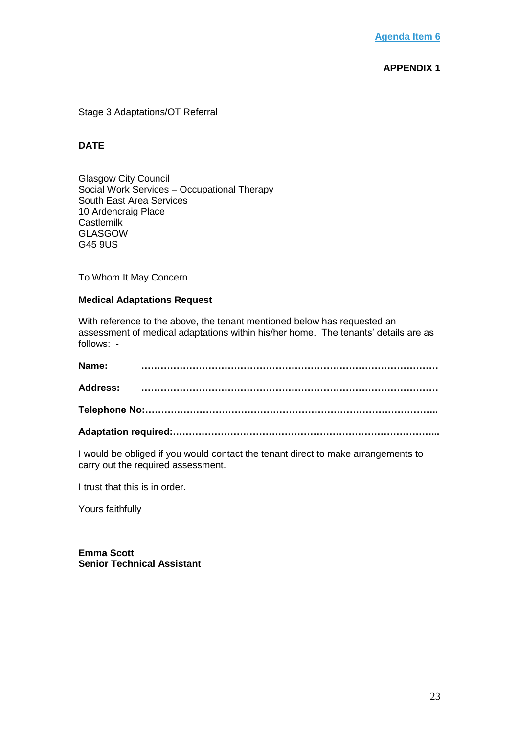Agenda Item 6

**APPENDIX 1**

Stage 3 Adaptations/OT Referral

**DATE**

Glasgow City Council
Social Work Services – Occupational Therapy
South East Area Services
10 Ardencraig Place
Castlemilk
GLASGOW
G45 9US

To Whom It May Concern

**Medical Adaptations Request**

With reference to the above, the tenant mentioned below has requested an assessment of medical adaptations within his/her home. The tenants' details are as follows: -

**Name:** ……………………………………………………………………………………

**Address:** ……………………………………………………………………………………

**Telephone No:**……………………………………………………………………………..

**Adaptation required:**………………………………………………………………………...

I would be obliged if you would contact the tenant direct to make arrangements to carry out the required assessment.

I trust that this is in order.

Yours faithfully

**Emma Scott**
**Senior Technical Assistant**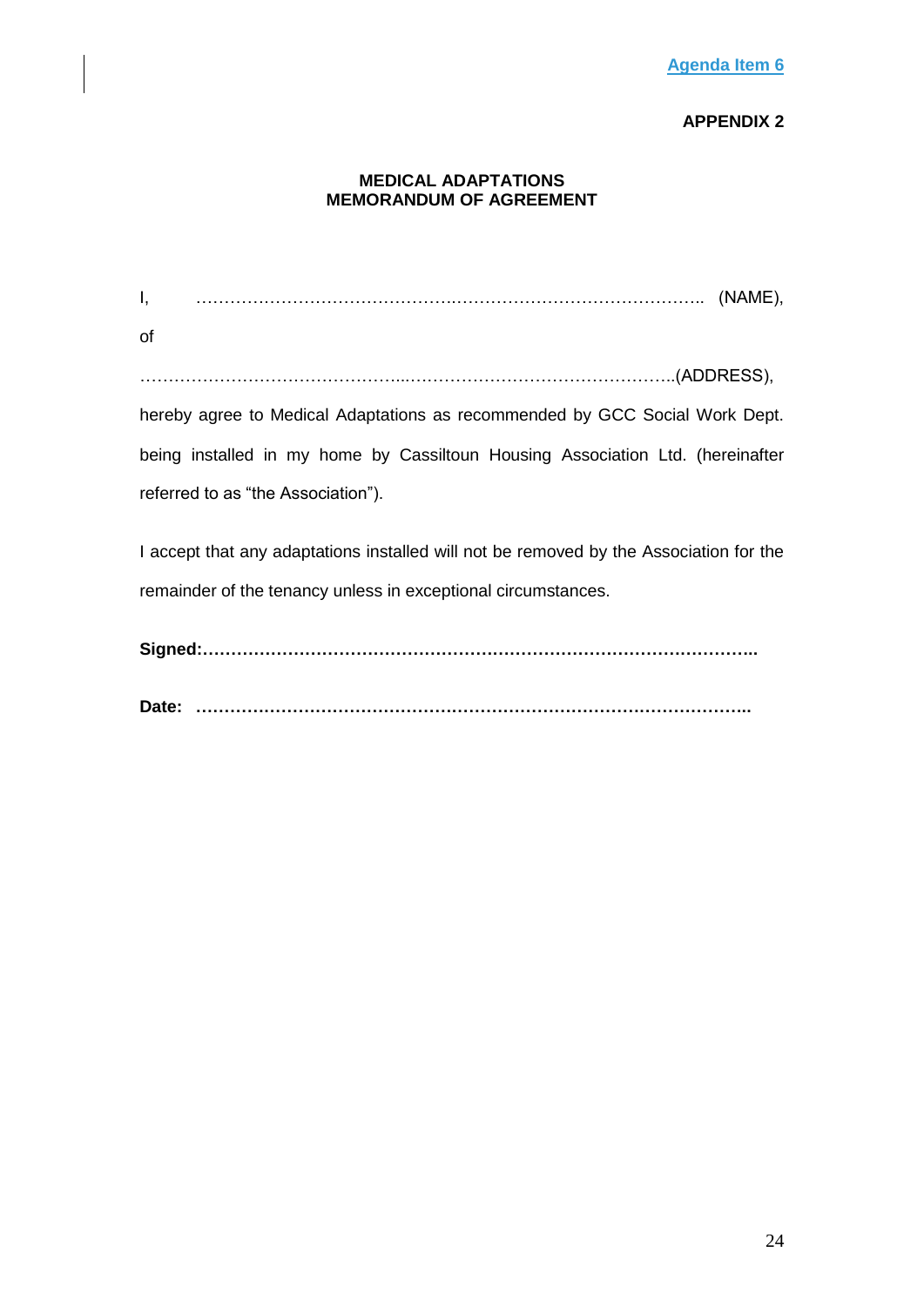**Agenda Item 6**

**APPENDIX 2**

## MEDICAL ADAPTATIONS
## MEMORANDUM OF AGREEMENT

I, ………………………………………….…………………………………….. (NAME),

of

………………………………………...………………………………………..(ADDRESS),

hereby agree to Medical Adaptations as recommended by GCC Social Work Dept. being installed in my home by Cassiltoun Housing Association Ltd. (hereinafter referred to as “the Association”).

I accept that any adaptations installed will not be removed by the Association for the remainder of the tenancy unless in exceptional circumstances.

**Signed:…………………………………………………………………….…………..**

**Date: ………………………………………………………………………………..**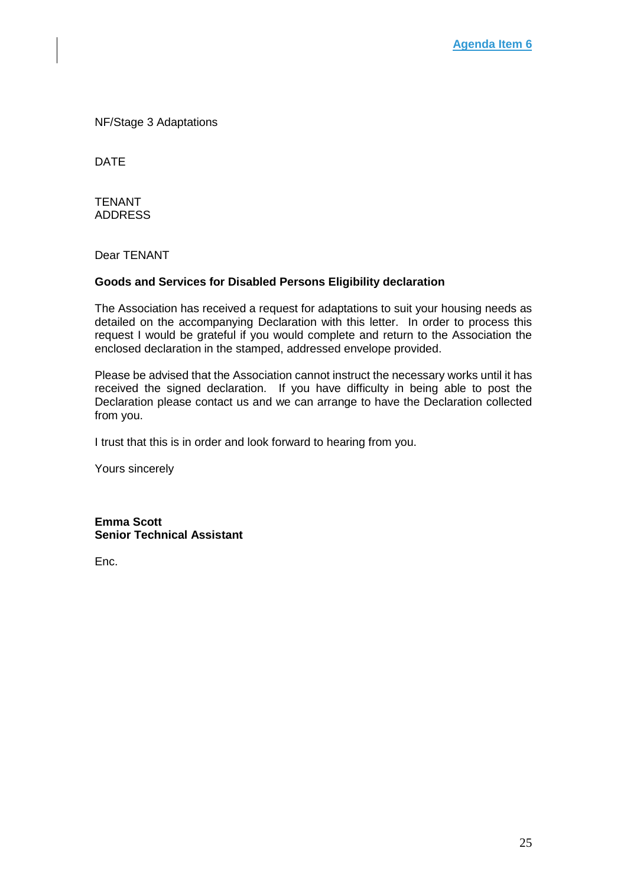Agenda Item 6

NF/Stage 3 Adaptations

DATE

TENANT
ADDRESS

Dear TENANT

**Goods and Services for Disabled Persons Eligibility declaration**

The Association has received a request for adaptations to suit your housing needs as detailed on the accompanying Declaration with this letter. In order to process this request I would be grateful if you would complete and return to the Association the enclosed declaration in the stamped, addressed envelope provided.

Please be advised that the Association cannot instruct the necessary works until it has received the signed declaration. If you have difficulty in being able to post the Declaration please contact us and we can arrange to have the Declaration collected from you.

I trust that this is in order and look forward to hearing from you.

Yours sincerely

**Emma Scott**
**Senior Technical Assistant**

Enc.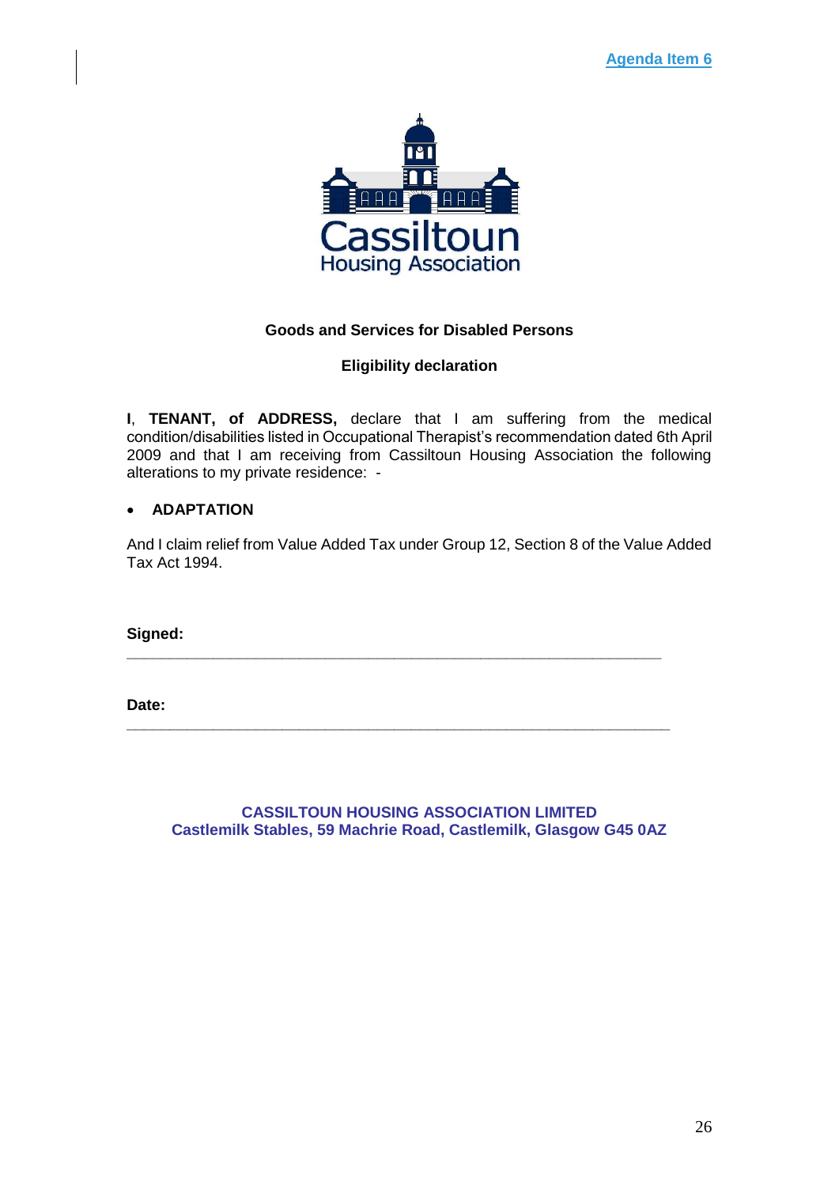Agenda Item 6

Cassiltoun
Housing Association

**Goods and Services for Disabled Persons**

**Eligibility declaration**

**I**, **TENANT, of ADDRESS,** declare that I am suffering from the medical condition/disabilities listed in Occupational Therapist's recommendation dated 6th April 2009 and that I am receiving from Cassiltoun Housing Association the following alterations to my private residence: -

- **ADAPTATION**

And I claim relief from Value Added Tax under Group 12, Section 8 of the Value Added Tax Act 1994.

**Signed:** ______________________________________________________________

**Date:** ______________________________________________________________

**CASSILTOUN HOUSING ASSOCIATION LIMITED**
**Castlemilk Stables, 59 Machrie Road, Castlemilk, Glasgow G45 0AZ**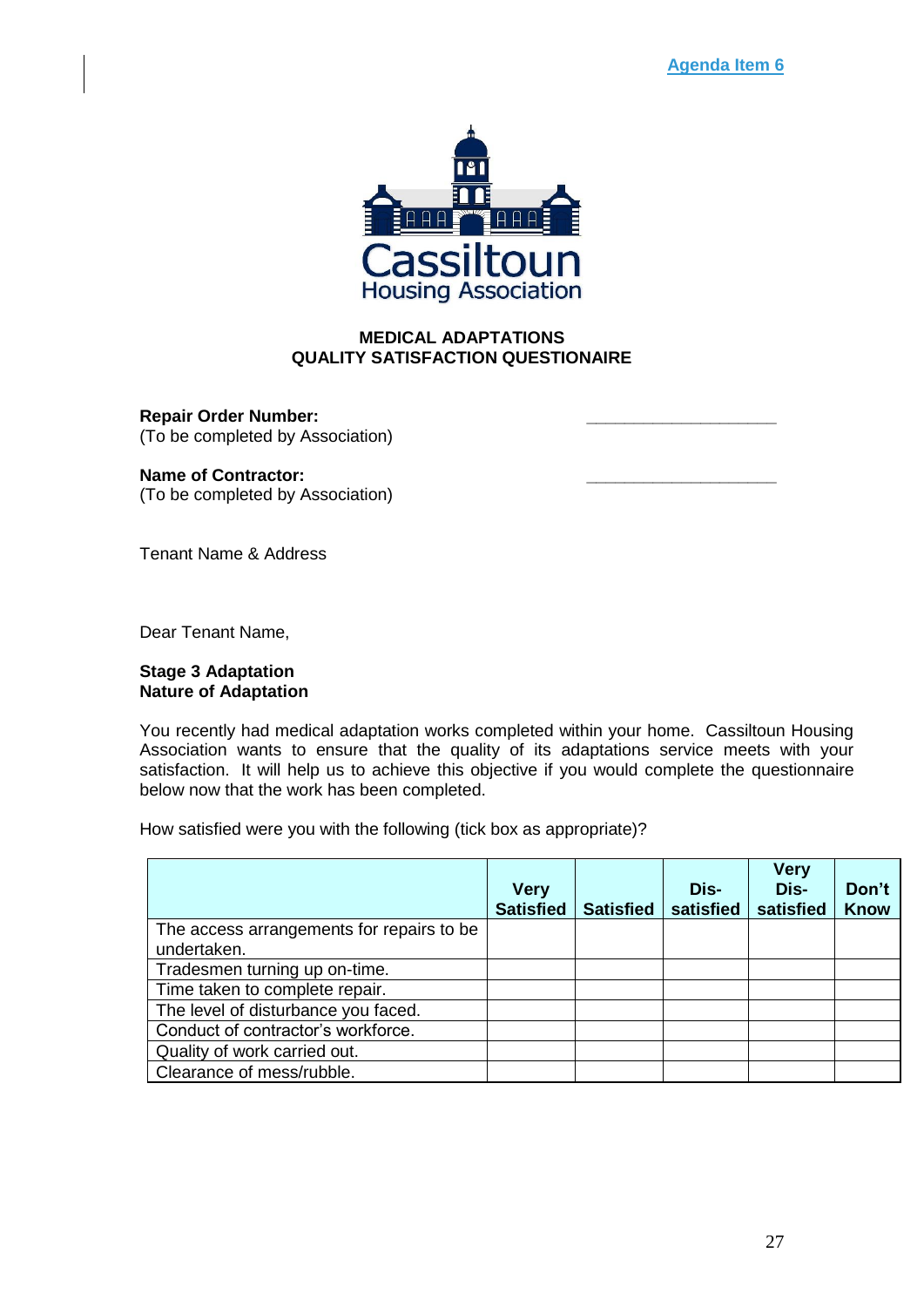Agenda Item 6

Cassiltoun Housing Association

**MEDICAL ADAPTATIONS**
**QUALITY SATISFACTION QUESTIONAIRE**

**Repair Order Number:** ____________________
(To be completed by Association)

**Name of Contractor:** ____________________
(To be completed by Association)

Tenant Name & Address

Dear Tenant Name,

**Stage 3 Adaptation**
**Nature of Adaptation**

You recently had medical adaptation works completed within your home. Cassiltoun Housing Association wants to ensure that the quality of its adaptations service meets with your satisfaction. It will help us to achieve this objective if you would complete the questionnaire below now that the work has been completed.

How satisfied were you with the following (tick box as appropriate)?

| | Very Satisfied | Satisfied | Dis-satisfied | Very Dis-satisfied | Don't Know |
|---|---|---|---|---|---|
| The access arrangements for repairs to be undertaken. | | | | | |
| Tradesmen turning up on-time. | | | | | |
| Time taken to complete repair. | | | | | |
| The level of disturbance you faced. | | | | | |
| Conduct of contractor's workforce. | | | | | |
| Quality of work carried out. | | | | | |
| Clearance of mess/rubble. | | | | | |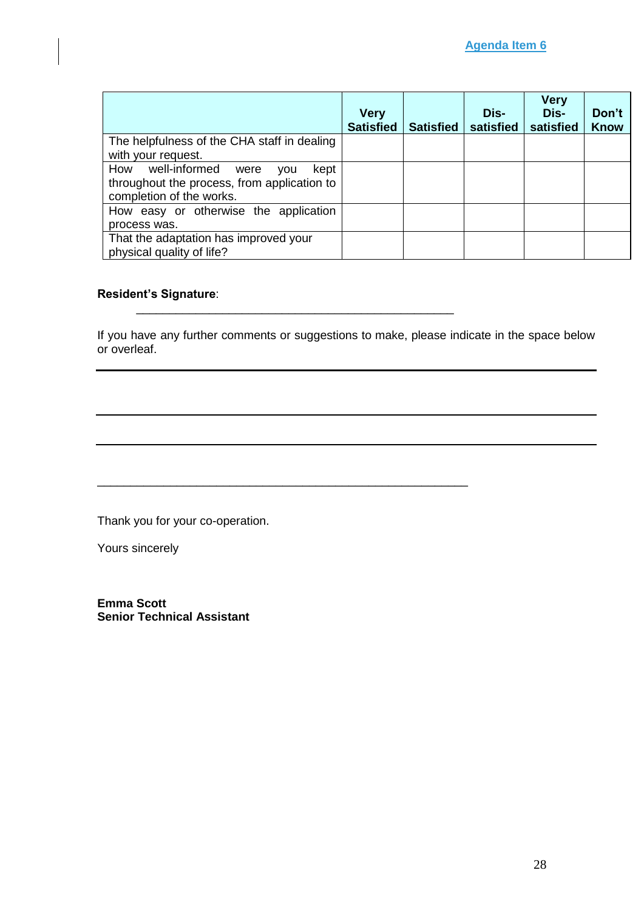| | Very Satisfied | Satisfied | Dis-satisfied | Very Dis-satisfied | Don't Know |
|---|---|---|---|---|---|
| The helpfulness of the CHA staff in dealing with your request. | | | | | |
| How well-informed were you kept throughout the process, from application to completion of the works. | | | | | |
| How easy or otherwise the application process was. | | | | | |
| That the adaptation has improved your physical quality of life? | | | | | |

**Resident's Signature**:

_______________________________________________

If you have any further comments or suggestions to make, please indicate in the space below or overleaf.

_______________________________________________

_______________________________________________

_______________________________________________

_______________________________________________

Thank you for your co-operation.

Yours sincerely

**Emma Scott**
**Senior Technical Assistant**